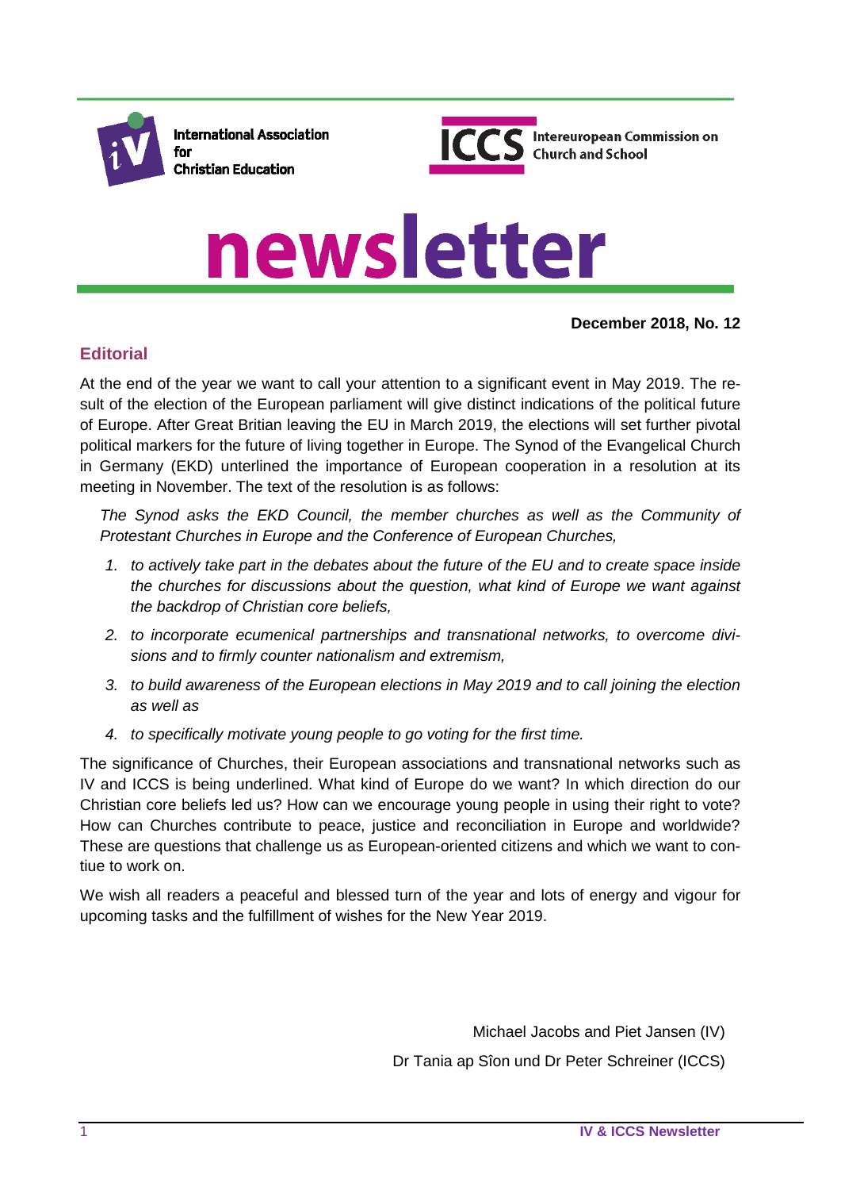International Association for Christian Education

ICCS Intereuropean Commission on Church and School

# newsletter

**December 2018, No. 12**

## Editorial

At the end of the year we want to call your attention to a significant event in May 2019. The result of the election of the European parliament will give distinct indications of the political future of Europe. After Great Britian leaving the EU in March 2019, the elections will set further pivotal political markers for the future of living together in Europe. The Synod of the Evangelical Church in Germany (EKD) underlined the importance of European cooperation in a resolution at its meeting in November. The text of the resolution is as follows:

*The Synod asks the EKD Council, the member churches as well as the Community of Protestant Churches in Europe and the Conference of European Churches,*

1. *to actively take part in the debates about the future of the EU and to create space inside the churches for discussions about the question, what kind of Europe we want against the backdrop of Christian core beliefs,*
2. *to incorporate ecumenical partnerships and transnational networks, to overcome divisions and to firmly counter nationalism and extremism,*
3. *to build awareness of the European elections in May 2019 and to call joining the election as well as*
4. *to specifically motivate young people to go voting for the first time.*

The significance of Churches, their European associations and transnational networks such as IV and ICCS is being underlined. What kind of Europe do we want? In which direction do our Christian core beliefs led us? How can we encourage young people in using their right to vote? How can Churches contribute to peace, justice and reconciliation in Europe and worldwide? These are questions that challenge us as European-oriented citizens and which we want to contiue to work on.

We wish all readers a peaceful and blessed turn of the year and lots of energy and vigour for upcoming tasks and the fulfillment of wishes for the New Year 2019.

Michael Jacobs and Piet Jansen (IV)

Dr Tania ap Sîon und Dr Peter Schreiner (ICCS)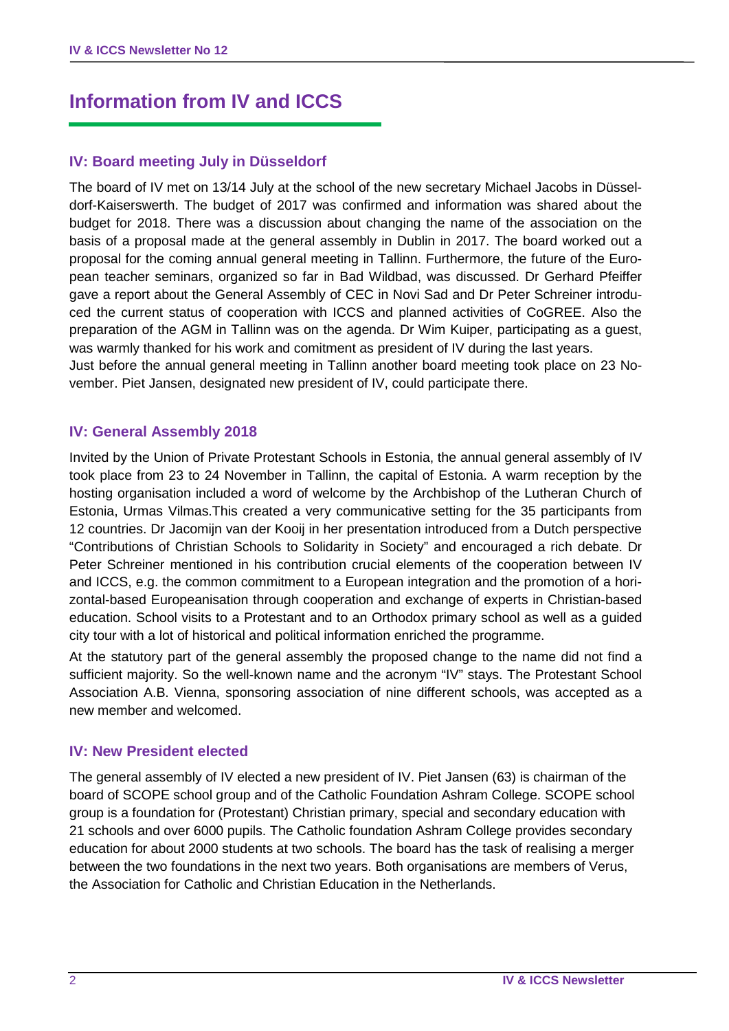# Information from IV and ICCS

## IV: Board meeting July in Düsseldorf

The board of IV met on 13/14 July at the school of the new secretary Michael Jacobs in Düsseldorf-Kaiserswerth. The budget of 2017 was confirmed and information was shared about the budget for 2018. There was a discussion about changing the name of the association on the basis of a proposal made at the general assembly in Dublin in 2017. The board worked out a proposal for the coming annual general meeting in Tallinn. Furthermore, the future of the European teacher seminars, organized so far in Bad Wildbad, was discussed. Dr Gerhard Pfeiffer gave a report about the General Assembly of CEC in Novi Sad and Dr Peter Schreiner introduced the current status of cooperation with ICCS and planned activities of CoGREE. Also the preparation of the AGM in Tallinn was on the agenda. Dr Wim Kuiper, participating as a guest, was warmly thanked for his work and comitment as president of IV during the last years.
Just before the annual general meeting in Tallinn another board meeting took place on 23 November. Piet Jansen, designated new president of IV, could participate there.

## IV: General Assembly 2018

Invited by the Union of Private Protestant Schools in Estonia, the annual general assembly of IV took place from 23 to 24 November in Tallinn, the capital of Estonia. A warm reception by the hosting organisation included a word of welcome by the Archbishop of the Lutheran Church of Estonia, Urmas Vilmas.This created a very communicative setting for the 35 participants from 12 countries. Dr Jacomijn van der Kooij in her presentation introduced from a Dutch perspective "Contributions of Christian Schools to Solidarity in Society" and encouraged a rich debate. Dr Peter Schreiner mentioned in his contribution crucial elements of the cooperation between IV and ICCS, e.g. the common commitment to a European integration and the promotion of a horizontal-based Europeanisation through cooperation and exchange of experts in Christian-based education. School visits to a Protestant and to an Orthodox primary school as well as a guided city tour with a lot of historical and political information enriched the programme.

At the statutory part of the general assembly the proposed change to the name did not find a sufficient majority. So the well-known name and the acronym "IV" stays. The Protestant School Association A.B. Vienna, sponsoring association of nine different schools, was accepted as a new member and welcomed.

## IV: New President elected

The general assembly of IV elected a new president of IV. Piet Jansen (63) is chairman of the board of SCOPE school group and of the Catholic Foundation Ashram College. SCOPE school group is a foundation for (Protestant) Christian primary, special and secondary education with 21 schools and over 6000 pupils. The Catholic foundation Ashram College provides secondary education for about 2000 students at two schools. The board has the task of realising a merger between the two foundations in the next two years. Both organisations are members of Verus, the Association for Catholic and Christian Education in the Netherlands.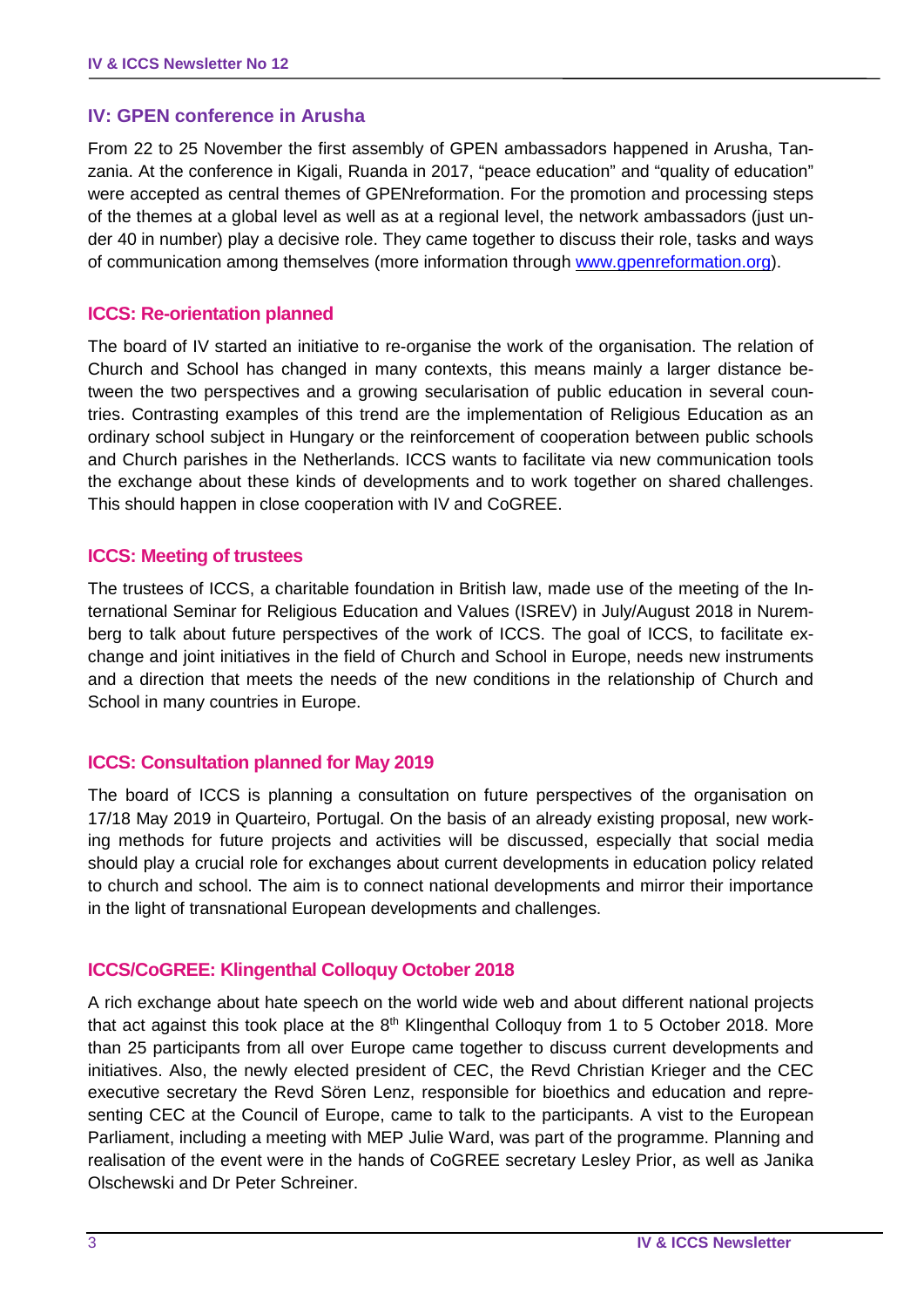## IV: GPEN conference in Arusha

From 22 to 25 November the first assembly of GPEN ambassadors happened in Arusha, Tanzania. At the conference in Kigali, Ruanda in 2017, "peace education" and "quality of education" were accepted as central themes of GPENreformation. For the promotion and processing steps of the themes at a global level as well as at a regional level, the network ambassadors (just under 40 in number) play a decisive role. They came together to discuss their role, tasks and ways of communication among themselves (more information through [www.gpenreformation.org](http://www.gpenreformation.org)).

## ICCS: Re-orientation planned

The board of IV started an initiative to re-organise the work of the organisation. The relation of Church and School has changed in many contexts, this means mainly a larger distance between the two perspectives and a growing secularisation of public education in several countries. Contrasting examples of this trend are the implementation of Religious Education as an ordinary school subject in Hungary or the reinforcement of cooperation between public schools and Church parishes in the Netherlands. ICCS wants to facilitate via new communication tools the exchange about these kinds of developments and to work together on shared challenges. This should happen in close cooperation with IV and CoGREE.

## ICCS: Meeting of trustees

The trustees of ICCS, a charitable foundation in British law, made use of the meeting of the International Seminar for Religious Education and Values (ISREV) in July/August 2018 in Nuremberg to talk about future perspectives of the work of ICCS. The goal of ICCS, to facilitate exchange and joint initiatives in the field of Church and School in Europe, needs new instruments and a direction that meets the needs of the new conditions in the relationship of Church and School in many countries in Europe.

## ICCS: Consultation planned for May 2019

The board of ICCS is planning a consultation on future perspectives of the organisation on 17/18 May 2019 in Quarteiro, Portugal. On the basis of an already existing proposal, new working methods for future projects and activities will be discussed, especially that social media should play a crucial role for exchanges about current developments in education policy related to church and school. The aim is to connect national developments and mirror their importance in the light of transnational European developments and challenges.

## ICCS/CoGREE: Klingenthal Colloquy October 2018

A rich exchange about hate speech on the world wide web and about different national projects that act against this took place at the 8th Klingenthal Colloquy from 1 to 5 October 2018. More than 25 participants from all over Europe came together to discuss current developments and initiatives. Also, the newly elected president of CEC, the Revd Christian Krieger and the CEC executive secretary the Revd Sören Lenz, responsible for bioethics and education and representing CEC at the Council of Europe, came to talk to the participants. A vist to the European Parliament, including a meeting with MEP Julie Ward, was part of the programme. Planning and realisation of the event were in the hands of CoGREE secretary Lesley Prior, as well as Janika Olschewski and Dr Peter Schreiner.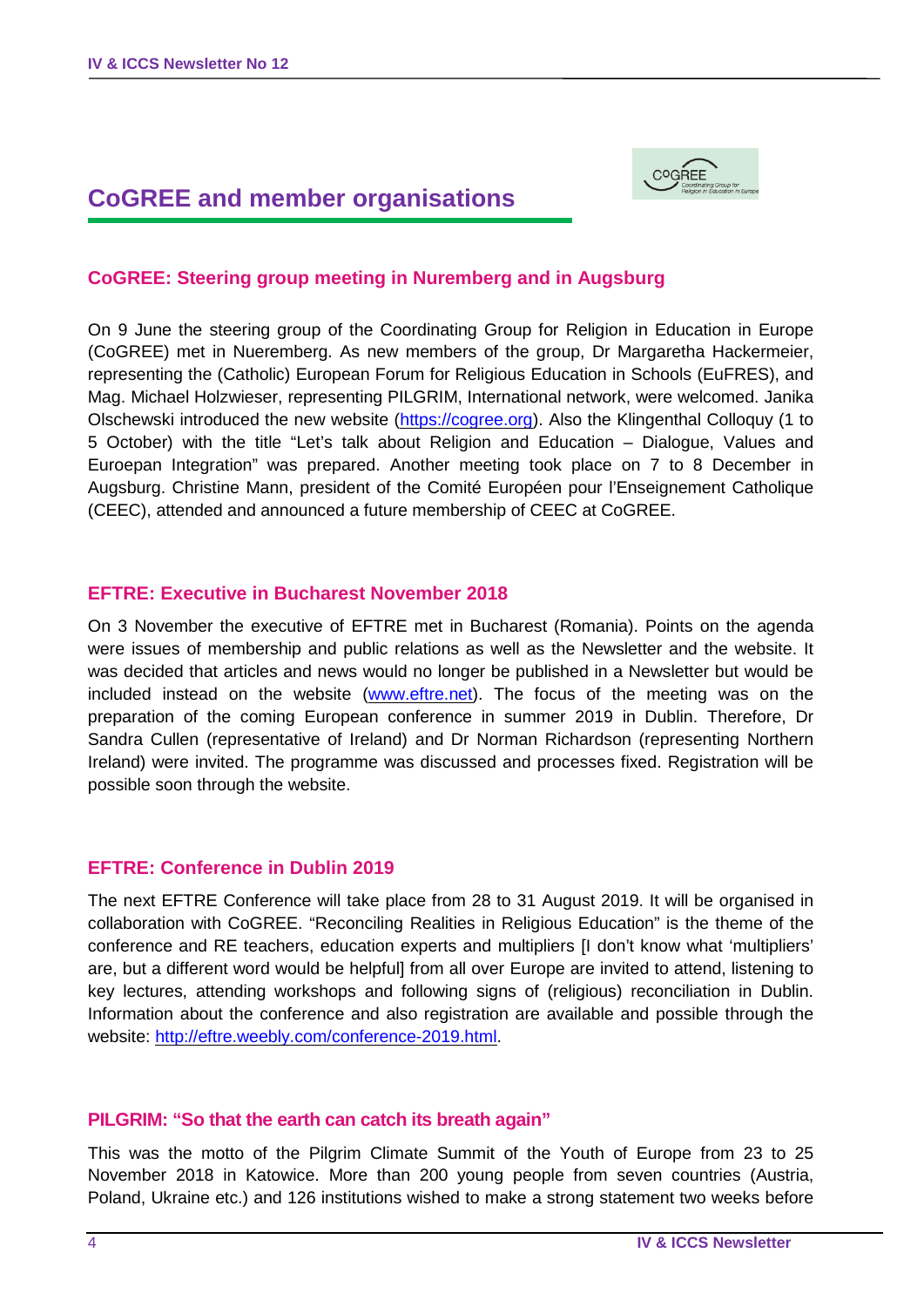## CoGREE and member organisations

### CoGREE: Steering group meeting in Nuremberg and in Augsburg

On 9 June the steering group of the Coordinating Group for Religion in Education in Europe (CoGREE) met in Nueremberg. As new members of the group, Dr Margaretha Hackermeier, representing the (Catholic) European Forum for Religious Education in Schools (EuFRES), and Mag. Michael Holzwieser, representing PILGRIM, International network, were welcomed. Janika Olschewski introduced the new website (https://cogree.org). Also the Klingenthal Colloquy (1 to 5 October) with the title "Let's talk about Religion and Education – Dialogue, Values and Euroepan Integration" was prepared. Another meeting took place on 7 to 8 December in Augsburg. Christine Mann, president of the Comité Européen pour l'Enseignement Catholique (CEEC), attended and announced a future membership of CEEC at CoGREE.

### EFTRE: Executive in Bucharest November 2018

On 3 November the executive of EFTRE met in Bucharest (Romania). Points on the agenda were issues of membership and public relations as well as the Newsletter and the website. It was decided that articles and news would no longer be published in a Newsletter but would be included instead on the website (www.eftre.net). The focus of the meeting was on the preparation of the coming European conference in summer 2019 in Dublin. Therefore, Dr Sandra Cullen (representative of Ireland) and Dr Norman Richardson (representing Northern Ireland) were invited. The programme was discussed and processes fixed. Registration will be possible soon through the website.

### EFTRE: Conference in Dublin 2019

The next EFTRE Conference will take place from 28 to 31 August 2019. It will be organised in collaboration with CoGREE. "Reconciling Realities in Religious Education" is the theme of the conference and RE teachers, education experts and multipliers [I don't know what 'multipliers' are, but a different word would be helpful] from all over Europe are invited to attend, listening to key lectures, attending workshops and following signs of (religious) reconciliation in Dublin. Information about the conference and also registration are available and possible through the website: http://eftre.weebly.com/conference-2019.html.

### PILGRIM: "So that the earth can catch its breath again"

This was the motto of the Pilgrim Climate Summit of the Youth of Europe from 23 to 25 November 2018 in Katowice. More than 200 young people from seven countries (Austria, Poland, Ukraine etc.) and 126 institutions wished to make a strong statement two weeks before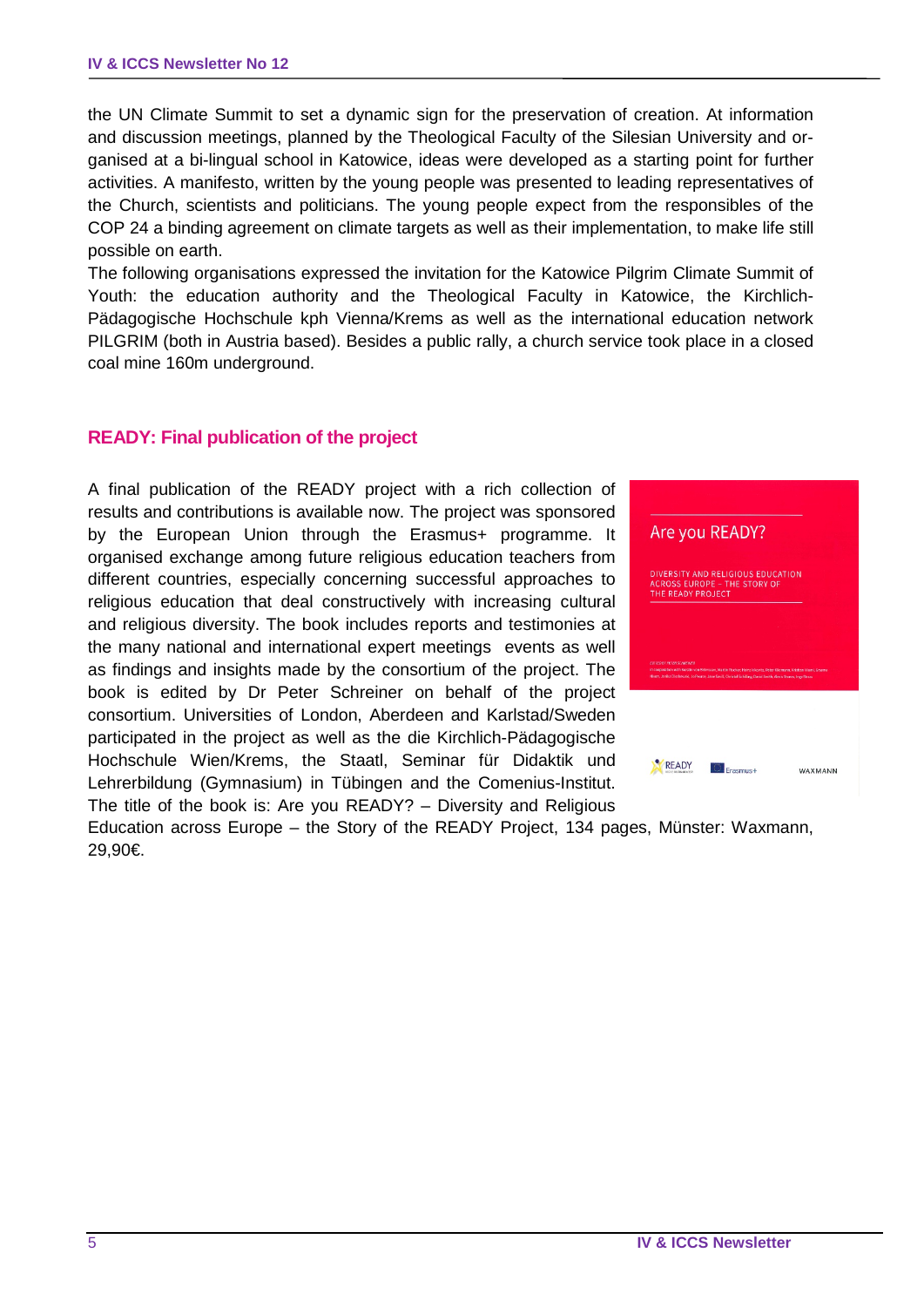the UN Climate Summit to set a dynamic sign for the preservation of creation. At information and discussion meetings, planned by the Theological Faculty of the Silesian University and organised at a bi-lingual school in Katowice, ideas were developed as a starting point for further activities. A manifesto, written by the young people was presented to leading representatives of the Church, scientists and politicians. The young people expect from the responsibles of the COP 24 a binding agreement on climate targets as well as their implementation, to make life still possible on earth.

The following organisations expressed the invitation for the Katowice Pilgrim Climate Summit of Youth: the education authority and the Theological Faculty in Katowice, the Kirchlich-Pädagogische Hochschule kph Vienna/Krems as well as the international education network PILGRIM (both in Austria based). Besides a public rally, a church service took place in a closed coal mine 160m underground.

## READY: Final publication of the project

A final publication of the READY project with a rich collection of results and contributions is available now. The project was sponsored by the European Union through the Erasmus+ programme. It organised exchange among future religious education teachers from different countries, especially concerning successful approaches to religious education that deal constructively with increasing cultural and religious diversity. The book includes reports and testimonies at the many national and international expert meetings events as well as findings and insights made by the consortium of the project. The book is edited by Dr Peter Schreiner on behalf of the project consortium. Universities of London, Aberdeen and Karlstad/Sweden participated in the project as well as the die Kirchlich-Pädagogische Hochschule Wien/Krems, the Staatl, Seminar für Didaktik und Lehrerbildung (Gymnasium) in Tübingen and the Comenius-Institut. The title of the book is: Are you READY? – Diversity and Religious Education across Europe – the Story of the READY Project, 134 pages, Münster: Waxmann, 29,90€.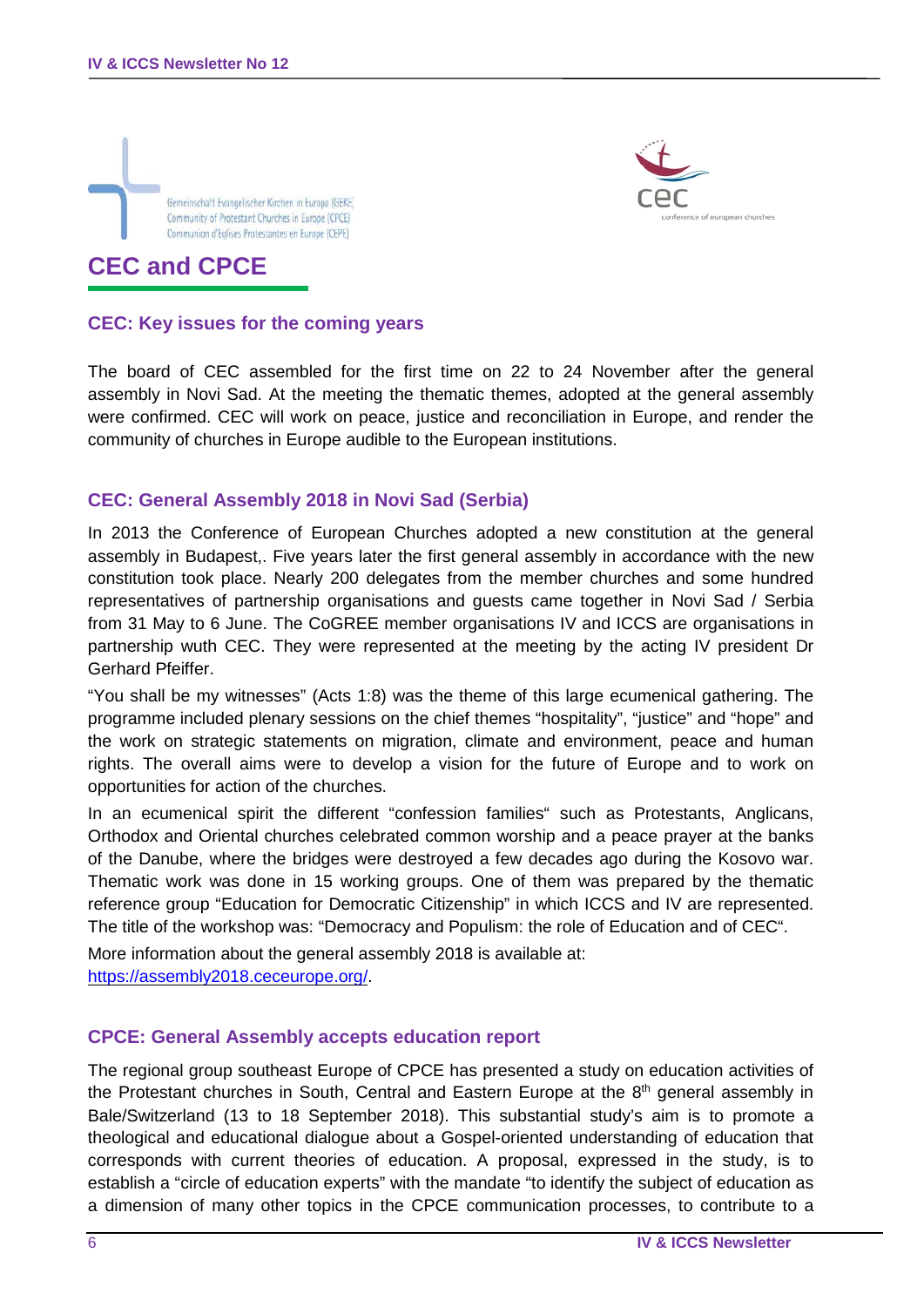Gemeinschaft Evangelischer Kirchen in Europa (GEKE)
Community of Protestant Churches in Europe (CPCE)
Communion d'Eglises Protestantes en Europe (CEPE)

cec
conference of european churches

# CEC and CPCE

### CEC: Key issues for the coming years

The board of CEC assembled for the first time on 22 to 24 November after the general assembly in Novi Sad. At the meeting the thematic themes, adopted at the general assembly were confirmed. CEC will work on peace, justice and reconciliation in Europe, and render the community of churches in Europe audible to the European institutions.

### CEC: General Assembly 2018 in Novi Sad (Serbia)

In 2013 the Conference of European Churches adopted a new constitution at the general assembly in Budapest,. Five years later the first general assembly in accordance with the new constitution took place. Nearly 200 delegates from the member churches and some hundred representatives of partnership organisations and guests came together in Novi Sad / Serbia from 31 May to 6 June. The CoGREE member organisations IV and ICCS are organisations in partnership wuth CEC. They were represented at the meeting by the acting IV president Dr Gerhard Pfeiffer.

"You shall be my witnesses" (Acts 1:8) was the theme of this large ecumenical gathering. The programme included plenary sessions on the chief themes "hospitality", "justice" and "hope" and the work on strategic statements on migration, climate and environment, peace and human rights. The overall aims were to develop a vision for the future of Europe and to work on opportunities for action of the churches.

In an ecumenical spirit the different "confession families" such as Protestants, Anglicans, Orthodox and Oriental churches celebrated common worship and a peace prayer at the banks of the Danube, where the bridges were destroyed a few decades ago during the Kosovo war. Thematic work was done in 15 working groups. One of them was prepared by the thematic reference group "Education for Democratic Citizenship" in which ICCS and IV are represented. The title of the workshop was: "Democracy and Populism: the role of Education and of CEC".

More information about the general assembly 2018 is available at:
https://assembly2018.ceceurope.org/.

### CPCE: General Assembly accepts education report

The regional group southeast Europe of CPCE has presented a study on education activities of the Protestant churches in South, Central and Eastern Europe at the 8th general assembly in Bale/Switzerland (13 to 18 September 2018). This substantial study's aim is to promote a theological and educational dialogue about a Gospel-oriented understanding of education that corresponds with current theories of education. A proposal, expressed in the study, is to establish a "circle of education experts" with the mandate "to identify the subject of education as a dimension of many other topics in the CPCE communication processes, to contribute to a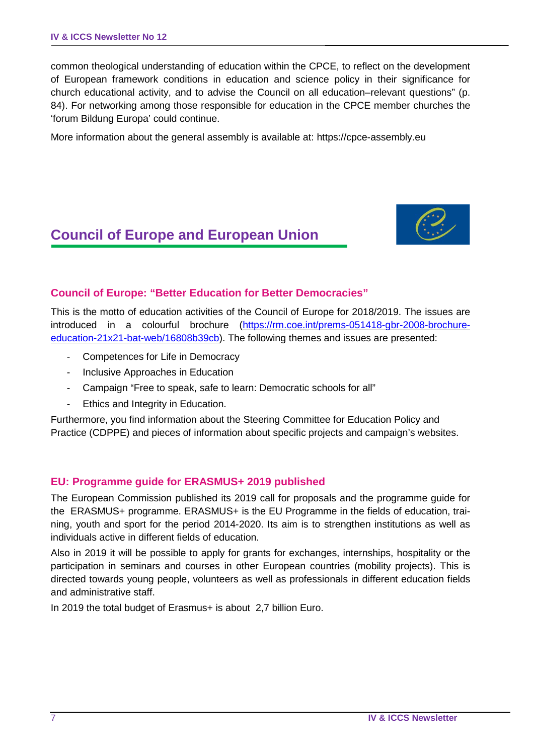common theological understanding of education within the CPCE, to reflect on the development of European framework conditions in education and science policy in their significance for church educational activity, and to advise the Council on all education–relevant questions" (p. 84). For networking among those responsible for education in the CPCE member churches the 'forum Bildung Europa' could continue.

More information about the general assembly is available at: https://cpce-assembly.eu

## Council of Europe and European Union

### Council of Europe: "Better Education for Better Democracies"

This is the motto of education activities of the Council of Europe for 2018/2019. The issues are introduced in a colourful brochure (https://rm.coe.int/prems-051418-gbr-2008-brochure-education-21x21-bat-web/16808b39cb). The following themes and issues are presented:

- Competences for Life in Democracy
- Inclusive Approaches in Education
- Campaign "Free to speak, safe to learn: Democratic schools for all"
- Ethics and Integrity in Education.

Furthermore, you find information about the Steering Committee for Education Policy and Practice (CDPPE) and pieces of information about specific projects and campaign's websites.

### EU: Programme guide for ERASMUS+ 2019 published

The European Commission published its 2019 call for proposals and the programme guide for the ERASMUS+ programme. ERASMUS+ is the EU Programme in the fields of education, training, youth and sport for the period 2014-2020. Its aim is to strengthen institutions as well as individuals active in different fields of education.

Also in 2019 it will be possible to apply for grants for exchanges, internships, hospitality or the participation in seminars and courses in other European countries (mobility projects). This is directed towards young people, volunteers as well as professionals in different education fields and administrative staff.

In 2019 the total budget of Erasmus+ is about 2,7 billion Euro.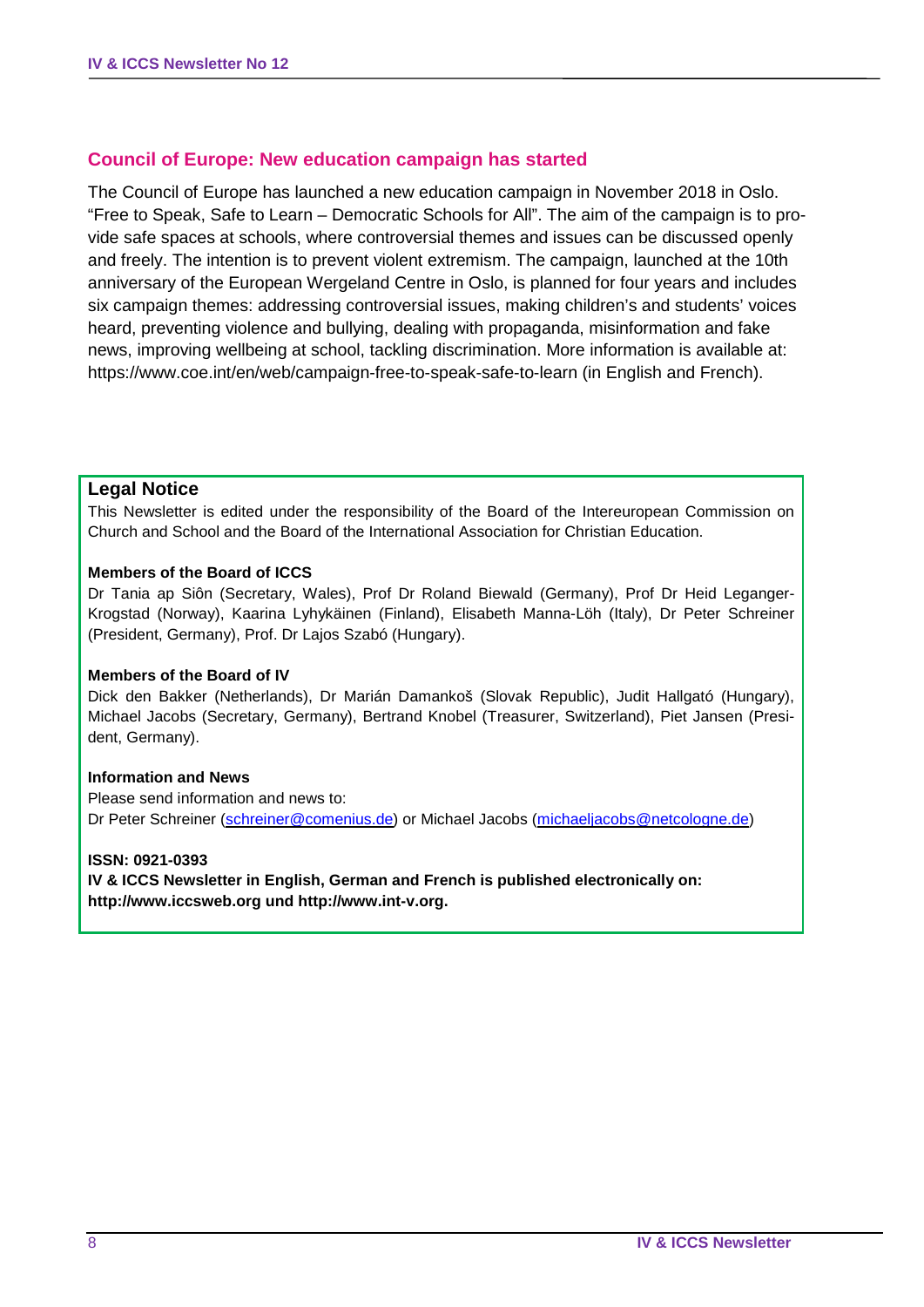## Council of Europe: New education campaign has started

The Council of Europe has launched a new education campaign in November 2018 in Oslo. "Free to Speak, Safe to Learn – Democratic Schools for All". The aim of the campaign is to provide safe spaces at schools, where controversial themes and issues can be discussed openly and freely. The intention is to prevent violent extremism. The campaign, launched at the 10th anniversary of the European Wergeland Centre in Oslo, is planned for four years and includes six campaign themes: addressing controversial issues, making children's and students' voices heard, preventing violence and bullying, dealing with propaganda, misinformation and fake news, improving wellbeing at school, tackling discrimination. More information is available at: https://www.coe.int/en/web/campaign-free-to-speak-safe-to-learn (in English and French).

## Legal Notice

This Newsletter is edited under the responsibility of the Board of the Intereuropean Commission on Church and School and the Board of the International Association for Christian Education.

**Members of the Board of ICCS**

Dr Tania ap Siôn (Secretary, Wales), Prof Dr Roland Biewald (Germany), Prof Dr Heid Leganger-Krogstad (Norway), Kaarina Lyhykäinen (Finland), Elisabeth Manna-Löh (Italy), Dr Peter Schreiner (President, Germany), Prof. Dr Lajos Szabó (Hungary).

**Members of the Board of IV**

Dick den Bakker (Netherlands), Dr Marián Damankoš (Slovak Republic), Judit Hallgató (Hungary), Michael Jacobs (Secretary, Germany), Bertrand Knobel (Treasurer, Switzerland), Piet Jansen (President, Germany).

**Information and News**

Please send information and news to:
Dr Peter Schreiner (schreiner@comenius.de) or Michael Jacobs (michaeljacobs@netcologne.de)

**ISSN: 0921-0393**

**IV & ICCS Newsletter in English, German and French is published electronically on: http://www.iccsweb.org und http://www.int-v.org.**